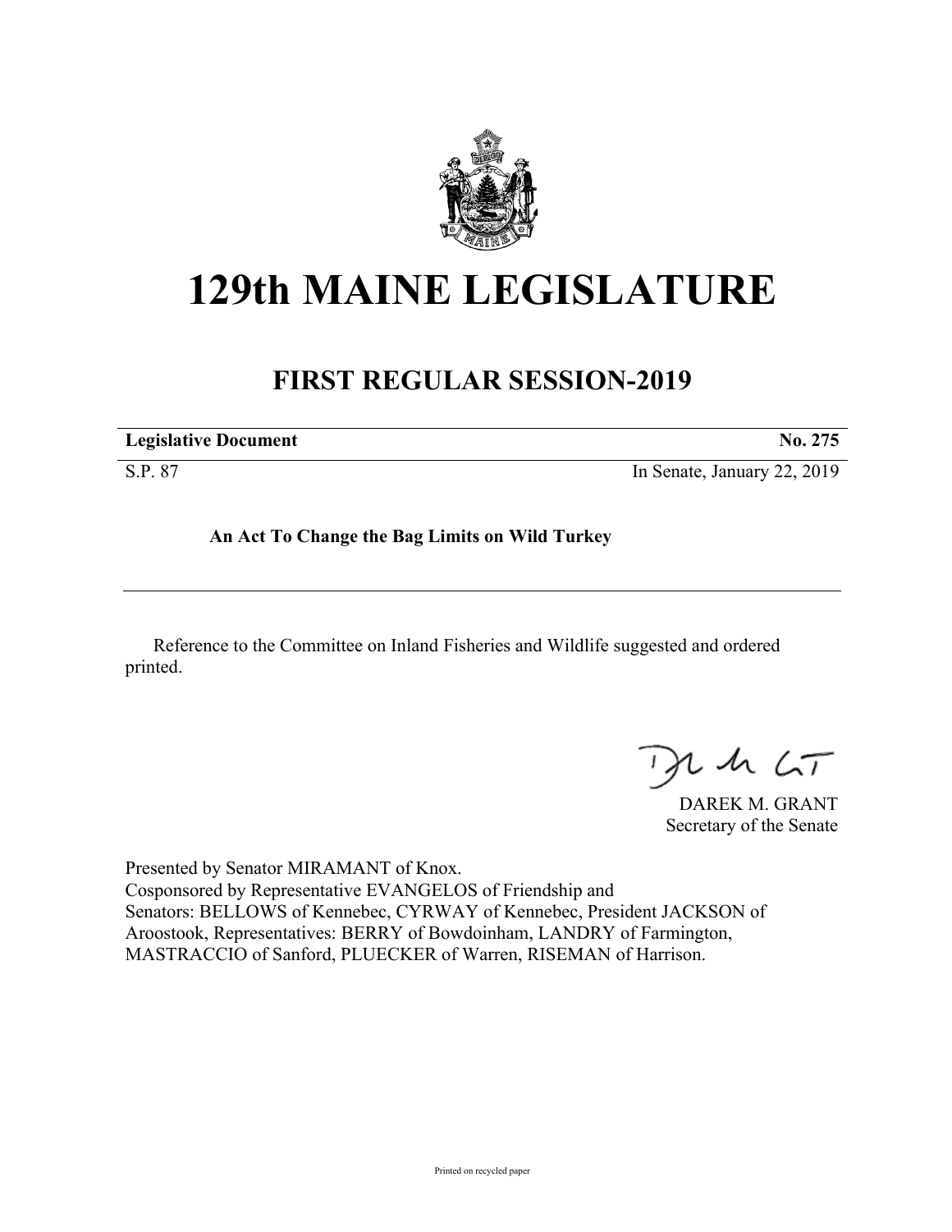# 129th MAINE LEGISLATURE

## FIRST REGULAR SESSION-2019

| **Legislative Document** | **No. 275** |
|---|---|
| S.P. 87 | In Senate, January 22, 2019 |

**An Act To Change the Bag Limits on Wild Turkey**

Reference to the Committee on Inland Fisheries and Wildlife suggested and ordered printed.

DAREK M. GRANT
Secretary of the Senate

Presented by Senator MIRAMANT of Knox.
Cosponsored by Representative EVANGELOS of Friendship and
Senators: BELLOWS of Kennebec, CYRWAY of Kennebec, President JACKSON of Aroostook, Representatives: BERRY of Bowdoinham, LANDRY of Farmington, MASTRACCIO of Sanford, PLUECKER of Warren, RISEMAN of Harrison.

Printed on recycled paper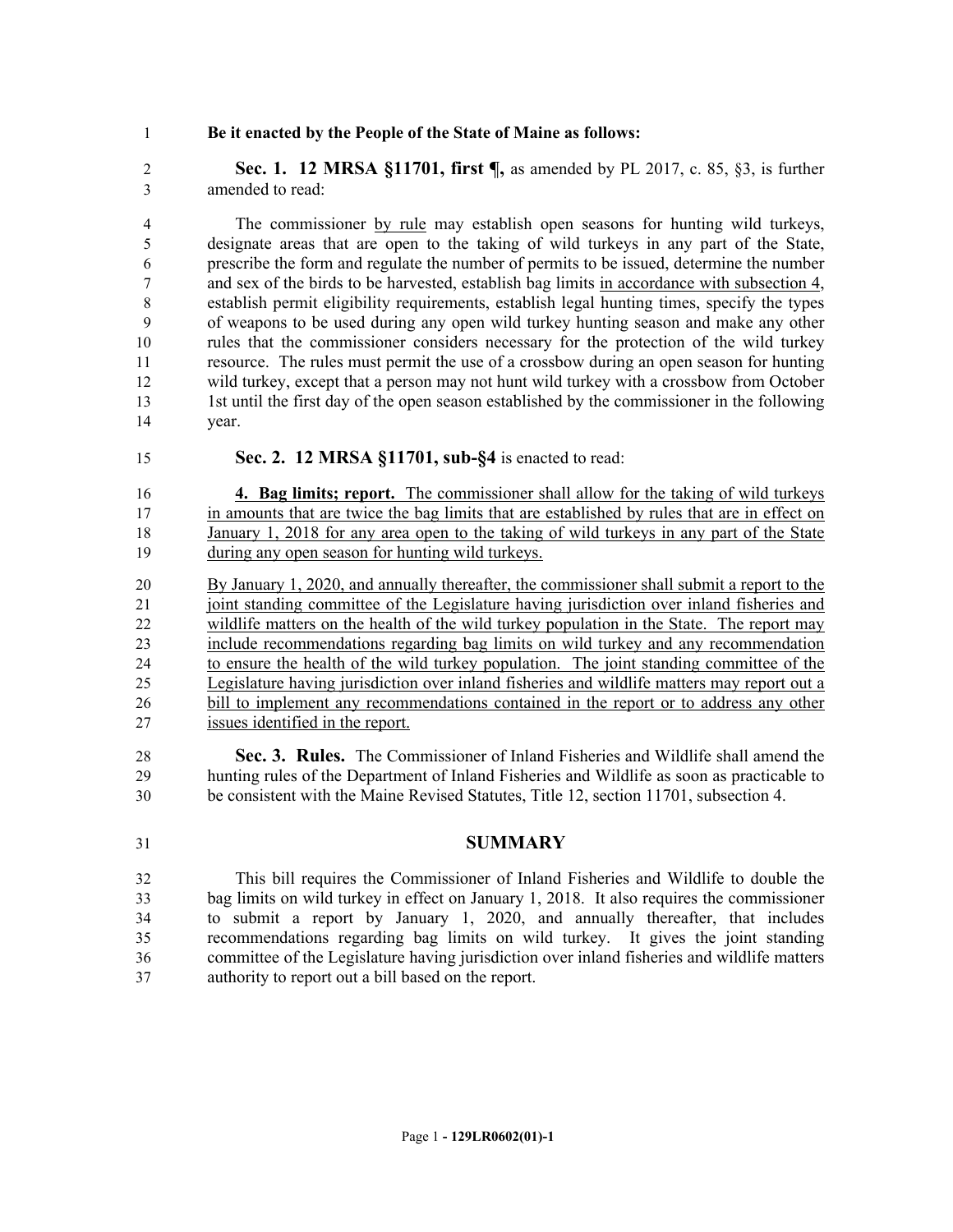**Be it enacted by the People of the State of Maine as follows:**

**Sec. 1. 12 MRSA §11701, first ¶,** as amended by PL 2017, c. 85, §3, is further amended to read:

The commissioner by rule may establish open seasons for hunting wild turkeys, designate areas that are open to the taking of wild turkeys in any part of the State, prescribe the form and regulate the number of permits to be issued, determine the number and sex of the birds to be harvested, establish bag limits in accordance with subsection 4, establish permit eligibility requirements, establish legal hunting times, specify the types of weapons to be used during any open wild turkey hunting season and make any other rules that the commissioner considers necessary for the protection of the wild turkey resource. The rules must permit the use of a crossbow during an open season for hunting wild turkey, except that a person may not hunt wild turkey with a crossbow from October 1st until the first day of the open season established by the commissioner in the following year.

**Sec. 2. 12 MRSA §11701, sub-§4** is enacted to read:

**4. Bag limits; report.** The commissioner shall allow for the taking of wild turkeys in amounts that are twice the bag limits that are established by rules that are in effect on January 1, 2018 for any area open to the taking of wild turkeys in any part of the State during any open season for hunting wild turkeys.

By January 1, 2020, and annually thereafter, the commissioner shall submit a report to the joint standing committee of the Legislature having jurisdiction over inland fisheries and wildlife matters on the health of the wild turkey population in the State. The report may include recommendations regarding bag limits on wild turkey and any recommendation to ensure the health of the wild turkey population. The joint standing committee of the Legislature having jurisdiction over inland fisheries and wildlife matters may report out a bill to implement any recommendations contained in the report or to address any other issues identified in the report.

**Sec. 3. Rules.** The Commissioner of Inland Fisheries and Wildlife shall amend the hunting rules of the Department of Inland Fisheries and Wildlife as soon as practicable to be consistent with the Maine Revised Statutes, Title 12, section 11701, subsection 4.

## SUMMARY

This bill requires the Commissioner of Inland Fisheries and Wildlife to double the bag limits on wild turkey in effect on January 1, 2018. It also requires the commissioner to submit a report by January 1, 2020, and annually thereafter, that includes recommendations regarding bag limits on wild turkey. It gives the joint standing committee of the Legislature having jurisdiction over inland fisheries and wildlife matters authority to report out a bill based on the report.